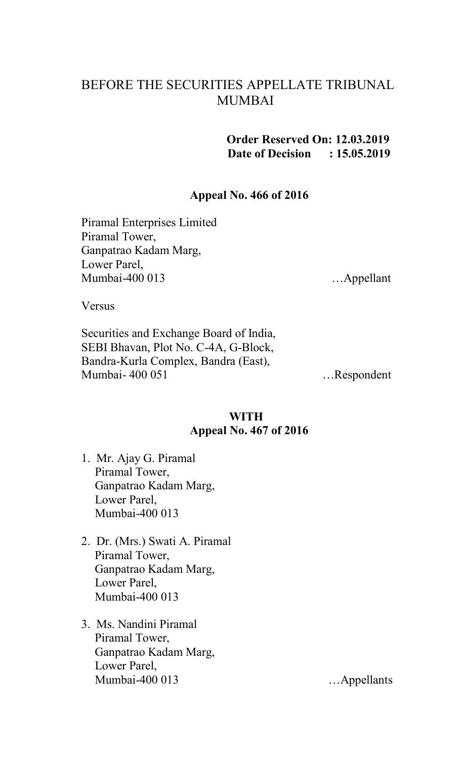# BEFORE THE SECURITIES APPELLATE TRIBUNAL MUMBAI

**Order Reserved On: 12.03.2019**
**Date of Decision : 15.05.2019**

**Appeal No. 466 of 2016**

Piramal Enterprises Limited
Piramal Tower,
Ganpatrao Kadam Marg,
Lower Parel,
Mumbai-400 013 …Appellant

Versus

Securities and Exchange Board of India,
SEBI Bhavan, Plot No. C-4A, G-Block,
Bandra-Kurla Complex, Bandra (East),
Mumbai- 400 051 …Respondent

**WITH**
**Appeal No. 467 of 2016**

1. Mr. Ajay G. Piramal
   Piramal Tower,
   Ganpatrao Kadam Marg,
   Lower Parel,
   Mumbai-400 013

2. Dr. (Mrs.) Swati A. Piramal
   Piramal Tower,
   Ganpatrao Kadam Marg,
   Lower Parel,
   Mumbai-400 013

3. Ms. Nandini Piramal
   Piramal Tower,
   Ganpatrao Kadam Marg,
   Lower Parel,
   Mumbai-400 013 …Appellants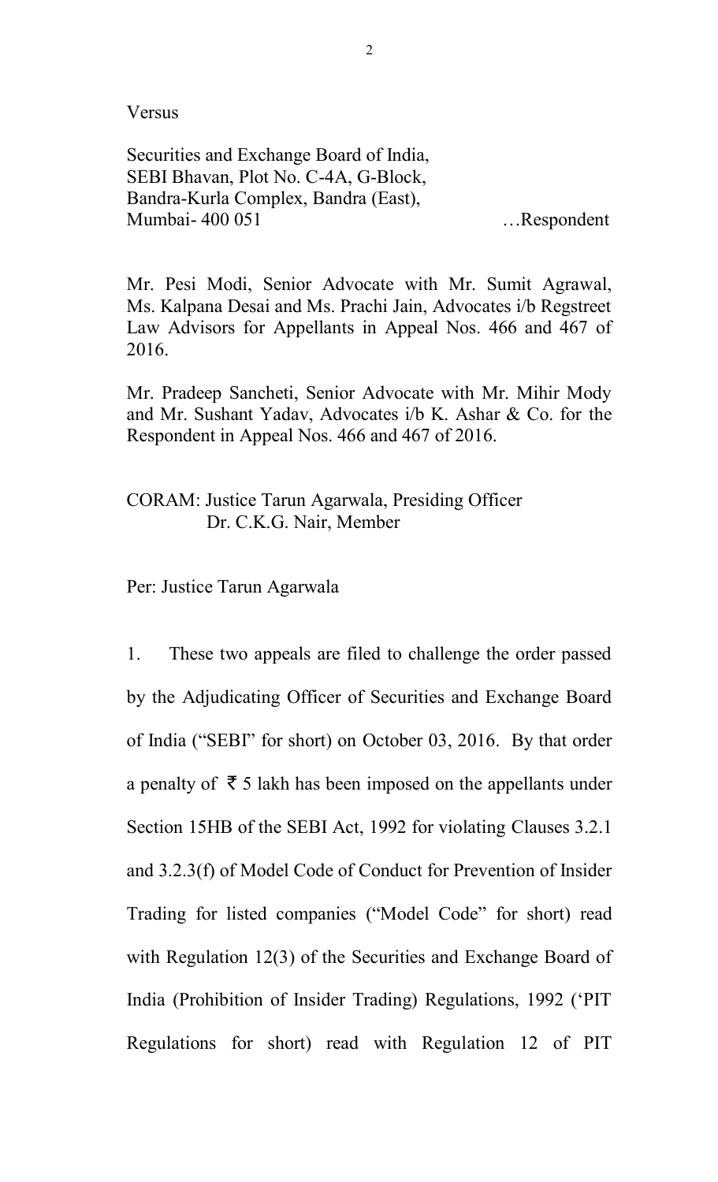Versus

Securities and Exchange Board of India,
SEBI Bhavan, Plot No. C-4A, G-Block,
Bandra-Kurla Complex, Bandra (East),
Mumbai- 400 051 …Respondent

Mr. Pesi Modi, Senior Advocate with Mr. Sumit Agrawal, Ms. Kalpana Desai and Ms. Prachi Jain, Advocates i/b Regstreet Law Advisors for Appellants in Appeal Nos. 466 and 467 of 2016.

Mr. Pradeep Sancheti, Senior Advocate with Mr. Mihir Mody and Mr. Sushant Yadav, Advocates i/b K. Ashar & Co. for the Respondent in Appeal Nos. 466 and 467 of 2016.

CORAM: Justice Tarun Agarwala, Presiding Officer
Dr. C.K.G. Nair, Member

Per: Justice Tarun Agarwala

1. These two appeals are filed to challenge the order passed by the Adjudicating Officer of Securities and Exchange Board of India ("SEBI" for short) on October 03, 2016. By that order a penalty of ₹ 5 lakh has been imposed on the appellants under Section 15HB of the SEBI Act, 1992 for violating Clauses 3.2.1 and 3.2.3(f) of Model Code of Conduct for Prevention of Insider Trading for listed companies ("Model Code" for short) read with Regulation 12(3) of the Securities and Exchange Board of India (Prohibition of Insider Trading) Regulations, 1992 ('PIT Regulations for short) read with Regulation 12 of PIT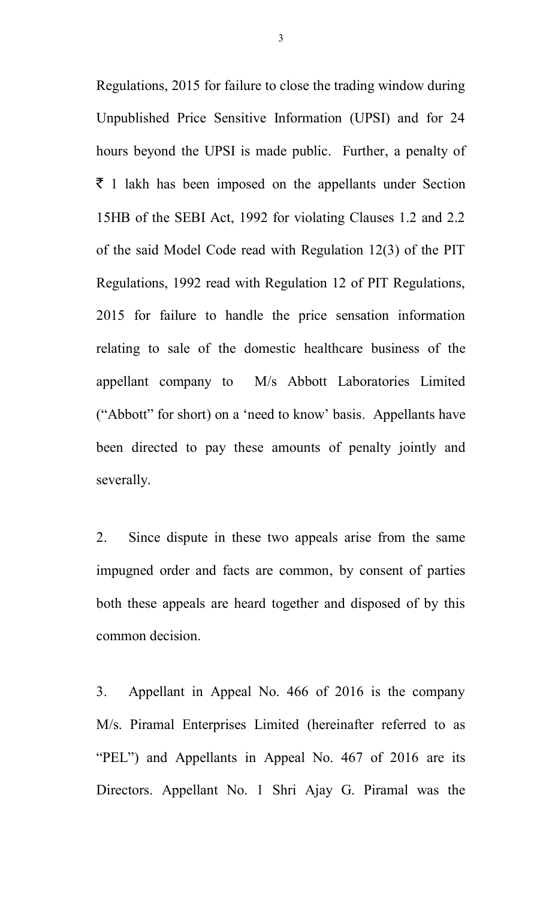Regulations, 2015 for failure to close the trading window during Unpublished Price Sensitive Information (UPSI) and for 24 hours beyond the UPSI is made public. Further, a penalty of ₹ 1 lakh has been imposed on the appellants under Section 15HB of the SEBI Act, 1992 for violating Clauses 1.2 and 2.2 of the said Model Code read with Regulation 12(3) of the PIT Regulations, 1992 read with Regulation 12 of PIT Regulations, 2015 for failure to handle the price sensation information relating to sale of the domestic healthcare business of the appellant company to M/s Abbott Laboratories Limited ("Abbott" for short) on a 'need to know' basis. Appellants have been directed to pay these amounts of penalty jointly and severally.

2. Since dispute in these two appeals arise from the same impugned order and facts are common, by consent of parties both these appeals are heard together and disposed of by this common decision.

3. Appellant in Appeal No. 466 of 2016 is the company M/s. Piramal Enterprises Limited (hereinafter referred to as "PEL") and Appellants in Appeal No. 467 of 2016 are its Directors. Appellant No. 1 Shri Ajay G. Piramal was the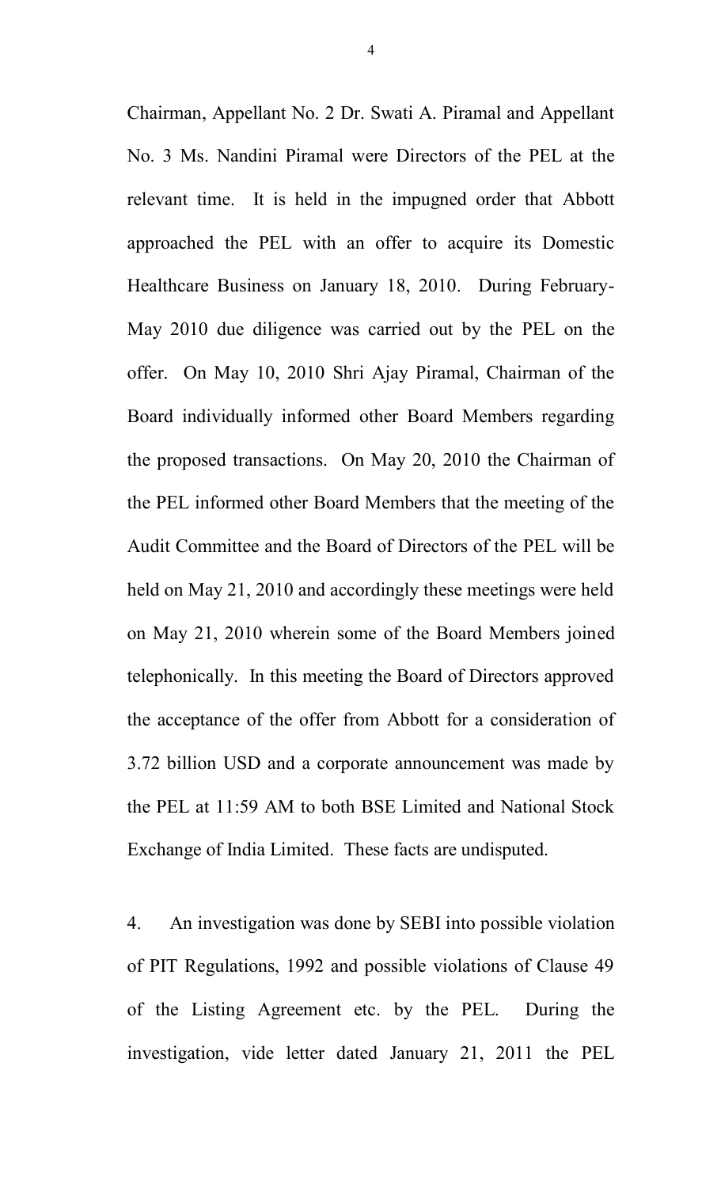Chairman, Appellant No. 2 Dr. Swati A. Piramal and Appellant No. 3 Ms. Nandini Piramal were Directors of the PEL at the relevant time. It is held in the impugned order that Abbott approached the PEL with an offer to acquire its Domestic Healthcare Business on January 18, 2010. During February-May 2010 due diligence was carried out by the PEL on the offer. On May 10, 2010 Shri Ajay Piramal, Chairman of the Board individually informed other Board Members regarding the proposed transactions. On May 20, 2010 the Chairman of the PEL informed other Board Members that the meeting of the Audit Committee and the Board of Directors of the PEL will be held on May 21, 2010 and accordingly these meetings were held on May 21, 2010 wherein some of the Board Members joined telephonically. In this meeting the Board of Directors approved the acceptance of the offer from Abbott for a consideration of 3.72 billion USD and a corporate announcement was made by the PEL at 11:59 AM to both BSE Limited and National Stock Exchange of India Limited. These facts are undisputed.

4. An investigation was done by SEBI into possible violation of PIT Regulations, 1992 and possible violations of Clause 49 of the Listing Agreement etc. by the PEL. During the investigation, vide letter dated January 21, 2011 the PEL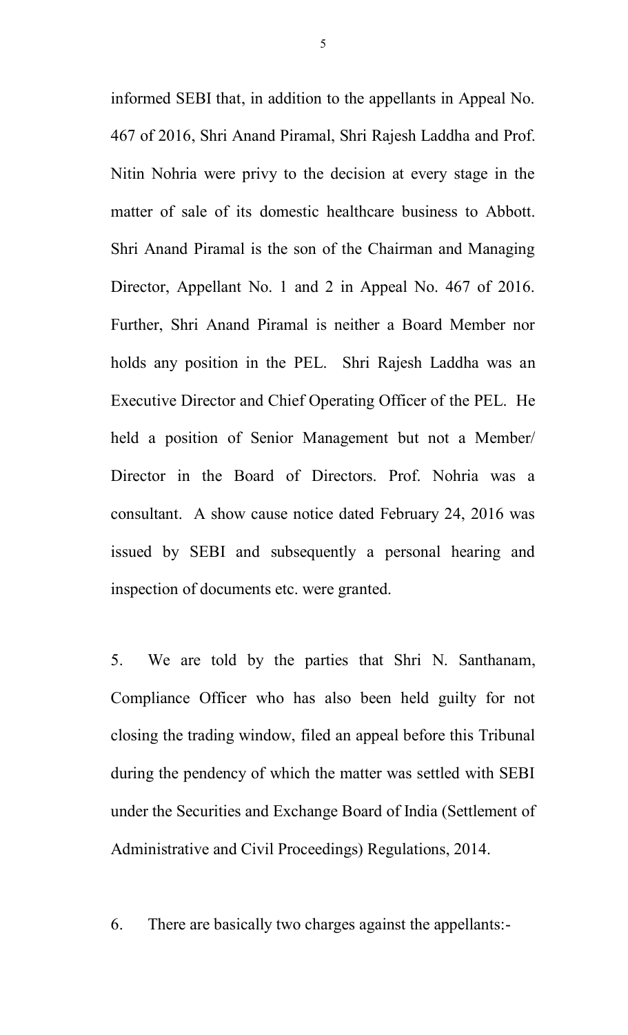informed SEBI that, in addition to the appellants in Appeal No. 467 of 2016, Shri Anand Piramal, Shri Rajesh Laddha and Prof. Nitin Nohria were privy to the decision at every stage in the matter of sale of its domestic healthcare business to Abbott. Shri Anand Piramal is the son of the Chairman and Managing Director, Appellant No. 1 and 2 in Appeal No. 467 of 2016. Further, Shri Anand Piramal is neither a Board Member nor holds any position in the PEL. Shri Rajesh Laddha was an Executive Director and Chief Operating Officer of the PEL. He held a position of Senior Management but not a Member/ Director in the Board of Directors. Prof. Nohria was a consultant. A show cause notice dated February 24, 2016 was issued by SEBI and subsequently a personal hearing and inspection of documents etc. were granted.

5. We are told by the parties that Shri N. Santhanam, Compliance Officer who has also been held guilty for not closing the trading window, filed an appeal before this Tribunal during the pendency of which the matter was settled with SEBI under the Securities and Exchange Board of India (Settlement of Administrative and Civil Proceedings) Regulations, 2014.

6. There are basically two charges against the appellants:-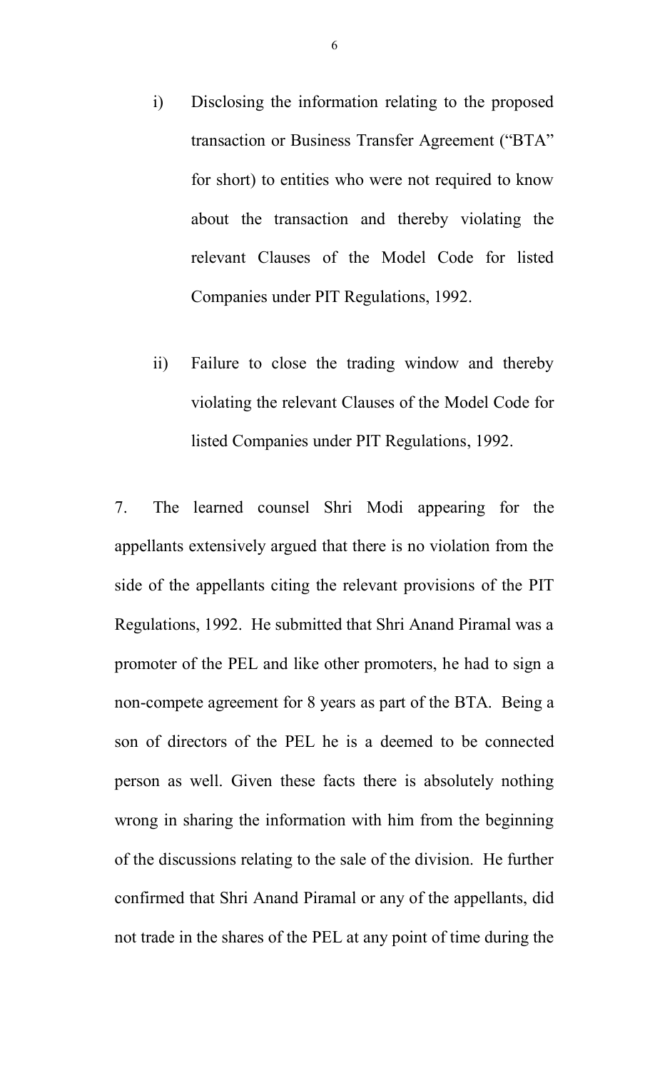i) Disclosing the information relating to the proposed transaction or Business Transfer Agreement ("BTA" for short) to entities who were not required to know about the transaction and thereby violating the relevant Clauses of the Model Code for listed Companies under PIT Regulations, 1992.

ii) Failure to close the trading window and thereby violating the relevant Clauses of the Model Code for listed Companies under PIT Regulations, 1992.

7. The learned counsel Shri Modi appearing for the appellants extensively argued that there is no violation from the side of the appellants citing the relevant provisions of the PIT Regulations, 1992. He submitted that Shri Anand Piramal was a promoter of the PEL and like other promoters, he had to sign a non-compete agreement for 8 years as part of the BTA. Being a son of directors of the PEL he is a deemed to be connected person as well. Given these facts there is absolutely nothing wrong in sharing the information with him from the beginning of the discussions relating to the sale of the division. He further confirmed that Shri Anand Piramal or any of the appellants, did not trade in the shares of the PEL at any point of time during the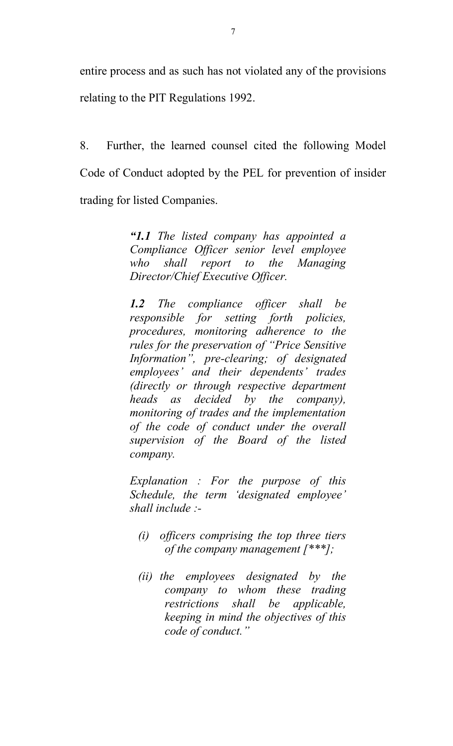entire process and as such has not violated any of the provisions relating to the PIT Regulations 1992.

8. Further, the learned counsel cited the following Model Code of Conduct adopted by the PEL for prevention of insider trading for listed Companies.

> ***"1.1*** *The listed company has appointed a Compliance Officer senior level employee who shall report to the Managing Director/Chief Executive Officer.*
>
> ***1.2*** *The compliance officer shall be responsible for setting forth policies, procedures, monitoring adherence to the rules for the preservation of "Price Sensitive Information", pre-clearing; of designated employees' and their dependents' trades (directly or through respective department heads as decided by the company), monitoring of trades and the implementation of the code of conduct under the overall supervision of the Board of the listed company.*
>
> *Explanation : For the purpose of this Schedule, the term 'designated employee' shall include :-*
>
> *(i) officers comprising the top three tiers of the company management [***];*
>
> *(ii) the employees designated by the company to whom these trading restrictions shall be applicable, keeping in mind the objectives of this code of conduct."*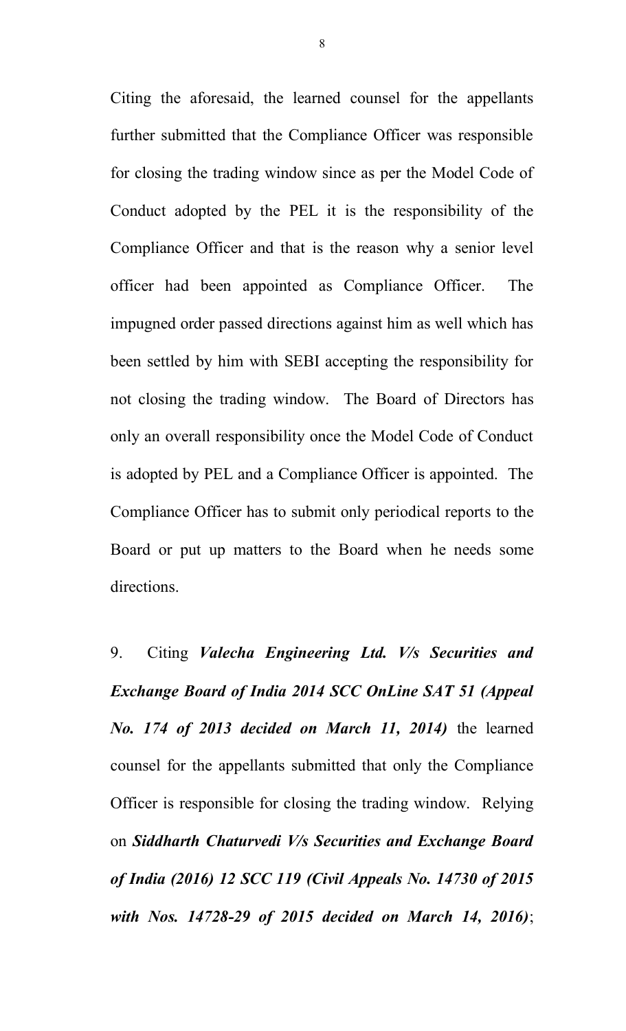Citing the aforesaid, the learned counsel for the appellants further submitted that the Compliance Officer was responsible for closing the trading window since as per the Model Code of Conduct adopted by the PEL it is the responsibility of the Compliance Officer and that is the reason why a senior level officer had been appointed as Compliance Officer. The impugned order passed directions against him as well which has been settled by him with SEBI accepting the responsibility for not closing the trading window. The Board of Directors has only an overall responsibility once the Model Code of Conduct is adopted by PEL and a Compliance Officer is appointed. The Compliance Officer has to submit only periodical reports to the Board or put up matters to the Board when he needs some directions.

9. Citing ***Valecha Engineering Ltd. V/s Securities and Exchange Board of India 2014 SCC OnLine SAT 51 (Appeal No. 174 of 2013 decided on March 11, 2014)*** the learned counsel for the appellants submitted that only the Compliance Officer is responsible for closing the trading window. Relying on ***Siddharth Chaturvedi V/s Securities and Exchange Board of India (2016) 12 SCC 119 (Civil Appeals No. 14730 of 2015 with Nos. 14728-29 of 2015 decided on March 14, 2016)***;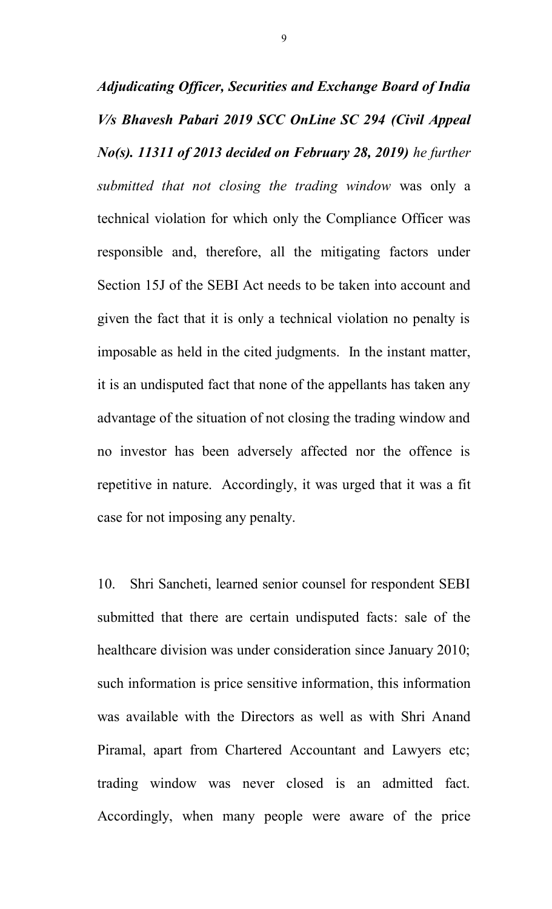***Adjudicating Officer, Securities and Exchange Board of India V/s Bhavesh Pabari 2019 SCC OnLine SC 294 (Civil Appeal No(s). 11311 of 2013 decided on February 28, 2019)*** *he further submitted that not closing the trading window* was only a technical violation for which only the Compliance Officer was responsible and, therefore, all the mitigating factors under Section 15J of the SEBI Act needs to be taken into account and given the fact that it is only a technical violation no penalty is imposable as held in the cited judgments. In the instant matter, it is an undisputed fact that none of the appellants has taken any advantage of the situation of not closing the trading window and no investor has been adversely affected nor the offence is repetitive in nature. Accordingly, it was urged that it was a fit case for not imposing any penalty.

10. Shri Sancheti, learned senior counsel for respondent SEBI submitted that there are certain undisputed facts: sale of the healthcare division was under consideration since January 2010; such information is price sensitive information, this information was available with the Directors as well as with Shri Anand Piramal, apart from Chartered Accountant and Lawyers etc; trading window was never closed is an admitted fact. Accordingly, when many people were aware of the price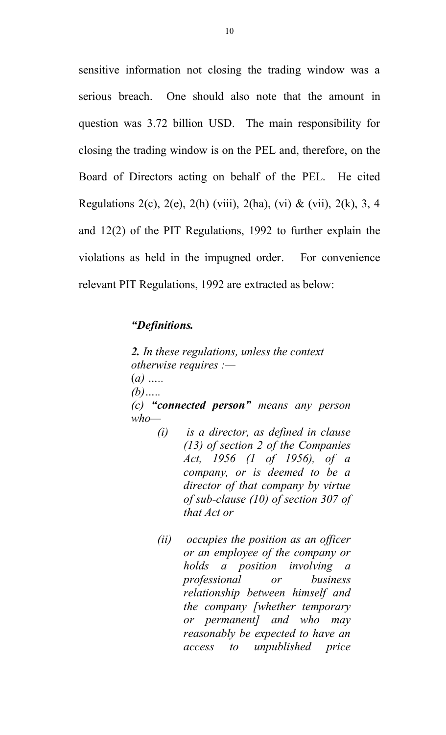sensitive information not closing the trading window was a serious breach. One should also note that the amount in question was 3.72 billion USD. The main responsibility for closing the trading window is on the PEL and, therefore, on the Board of Directors acting on behalf of the PEL. He cited Regulations 2(c), 2(e), 2(h) (viii), 2(ha), (vi) & (vii), 2(k), 3, 4 and 12(2) of the PIT Regulations, 1992 to further explain the violations as held in the impugned order. For convenience relevant PIT Regulations, 1992 are extracted as below:

> ***"Definitions.***
>
> ***2.*** *In these regulations, unless the context otherwise requires :—*
>
> (*a*) *…..*
>
> *(b)…..*
>
> *(c)* ***"connected person"*** *means any person who—*
>
> > *(i) is a director, as defined in clause (13) of section 2 of the Companies Act, 1956 (1 of 1956), of a company, or is deemed to be a director of that company by virtue of sub-clause (10) of section 307 of that Act or*
> >
> > *(ii) occupies the position as an officer or an employee of the company or holds a position involving a professional or business relationship between himself and the company [whether temporary or permanent] and who may reasonably be expected to have an access to unpublished price*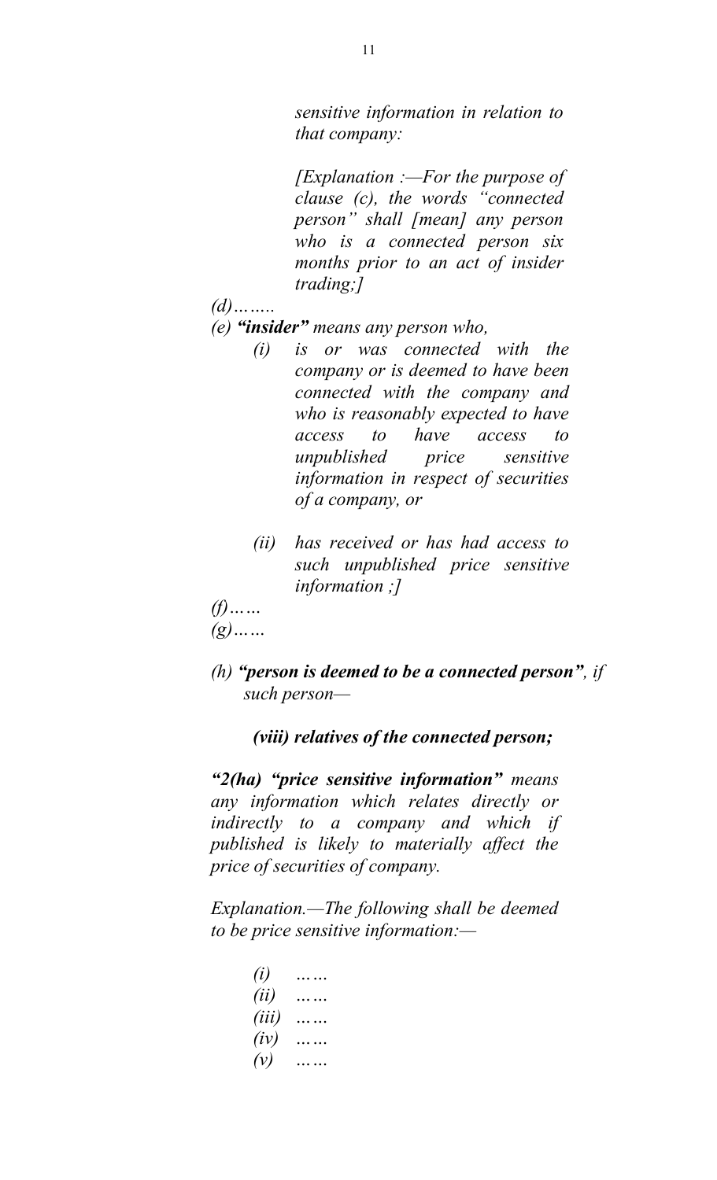*sensitive information in relation to that company:*

*[Explanation :—For the purpose of clause (c), the words "connected person" shall [mean] any person who is a connected person six months prior to an act of insider trading;]*

*(d)……..*

*(e) **"insider"** means any person who,*

*(i) is or was connected with the company or is deemed to have been connected with the company and who is reasonably expected to have access to have access to unpublished price sensitive information in respect of securities of a company, or*

*(ii) has received or has had access to such unpublished price sensitive information ;]*

*(f)……*

*(g)……*

*(h) **"person is deemed to be a connected person"**, if such person—*

***(viii) relatives of the connected person;***

***"2(ha) "price sensitive information"*** *means any information which relates directly or indirectly to a company and which if published is likely to materially affect the price of securities of company.*

*Explanation.—The following shall be deemed to be price sensitive information:—*

*(i) ……*
*(ii) ……*
*(iii) ……*
*(iv) ……*
*(v) ……*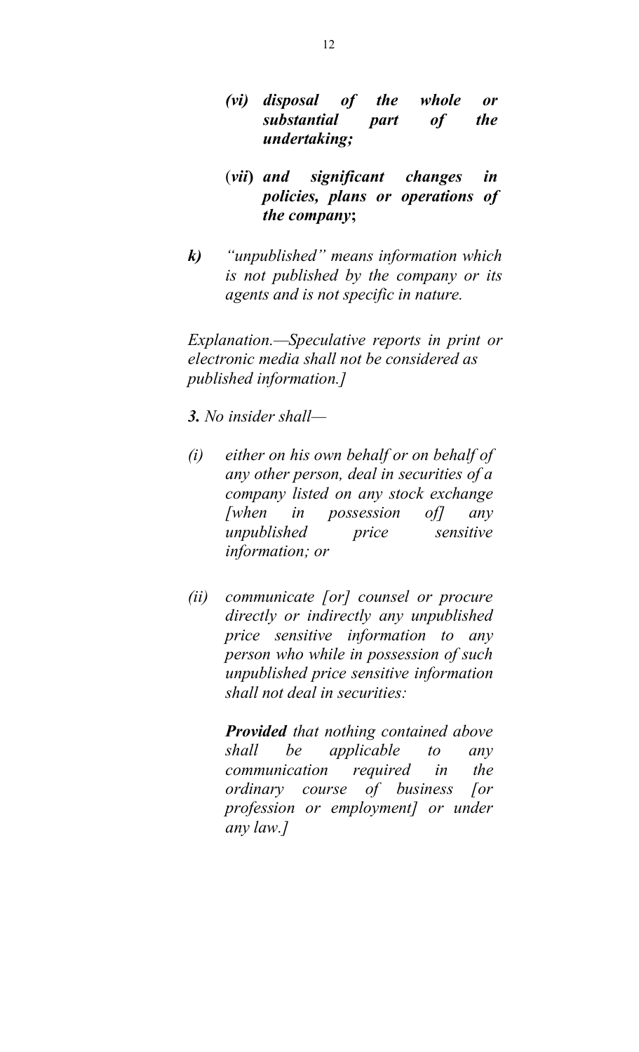*(vi) **disposal of the whole or substantial part of the undertaking;***

*(**vii**) **and significant changes in policies, plans or operations of the company**;*

***k)*** *"unpublished" means information which is not published by the company or its agents and is not specific in nature.*

*Explanation.—Speculative reports in print or electronic media shall not be considered as published information.]*

***3.*** *No insider shall—*

*(i) either on his own behalf or on behalf of any other person, deal in securities of a company listed on any stock exchange [when in possession of] any unpublished price sensitive information; or*

*(ii) communicate [or] counsel or procure directly or indirectly any unpublished price sensitive information to any person who while in possession of such unpublished price sensitive information shall not deal in securities:*

***Provided*** *that nothing contained above shall be applicable to any communication required in the ordinary course of business [or profession or employment] or under any law.]*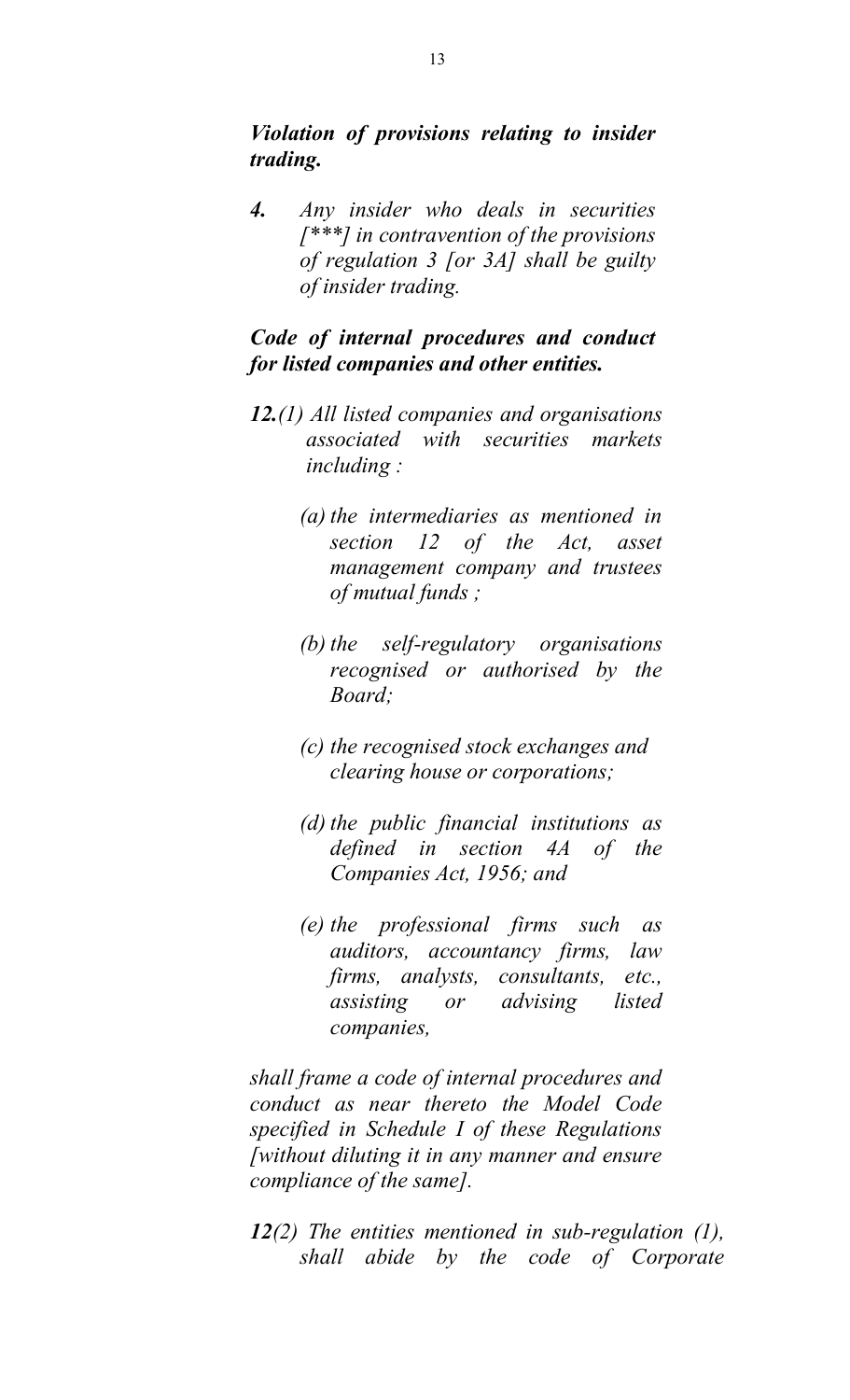***Violation of provisions relating to insider trading.***

***4.*** *Any insider who deals in securities [***] in contravention of the provisions of regulation 3 [or 3A] shall be guilty of insider trading.*

***Code of internal procedures and conduct for listed companies and other entities.***

***12.****(1) All listed companies and organisations associated with securities markets including :*

*(a) the intermediaries as mentioned in section 12 of the Act, asset management company and trustees of mutual funds ;*

*(b) the self-regulatory organisations recognised or authorised by the Board;*

*(c) the recognised stock exchanges and clearing house or corporations;*

*(d) the public financial institutions as defined in section 4A of the Companies Act, 1956; and*

*(e) the professional firms such as auditors, accountancy firms, law firms, analysts, consultants, etc., assisting or advising listed companies,*

*shall frame a code of internal procedures and conduct as near thereto the Model Code specified in Schedule I of these Regulations [without diluting it in any manner and ensure compliance of the same].*

***12****(2) The entities mentioned in sub-regulation (1), shall abide by the code of Corporate*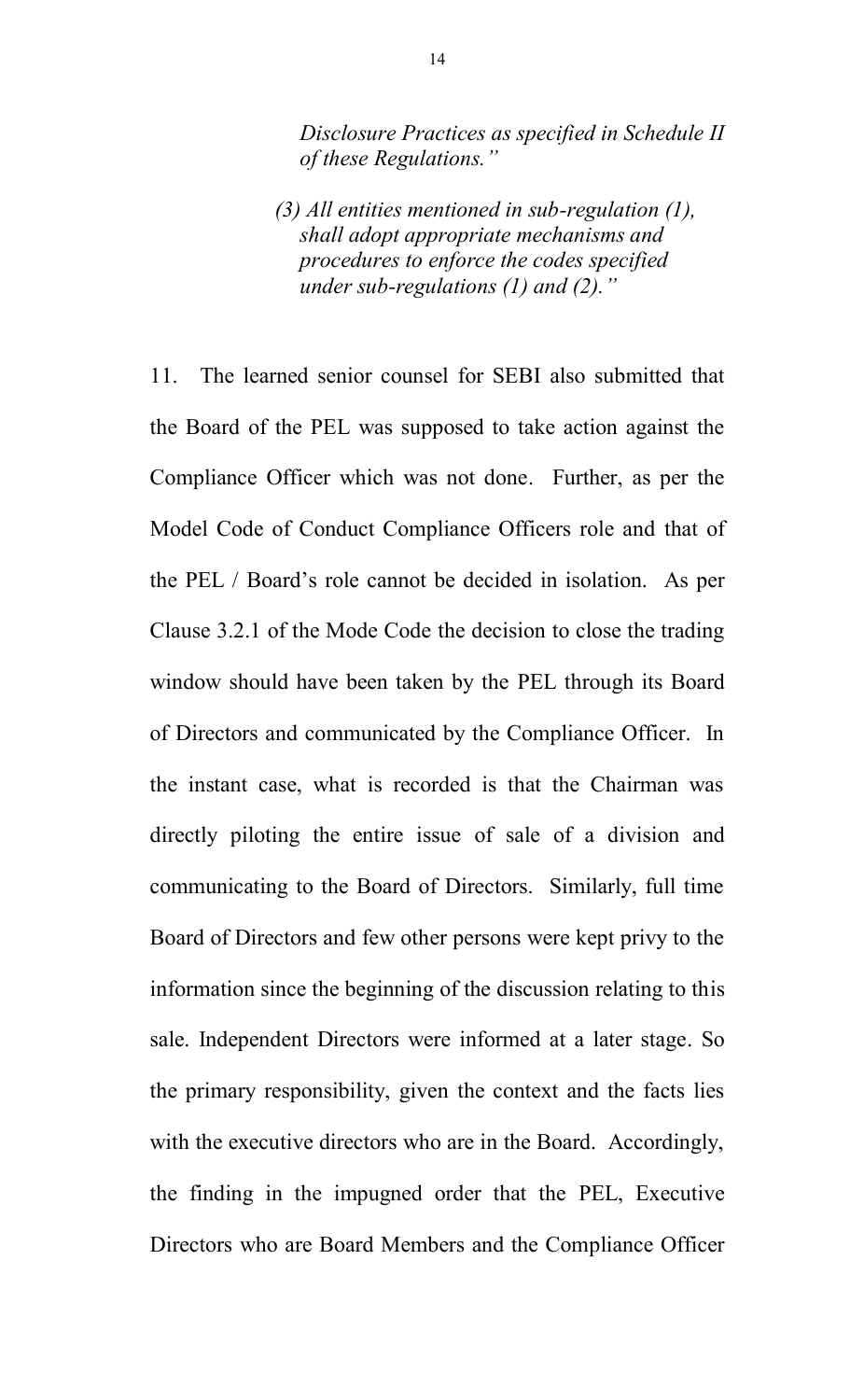*Disclosure Practices as specified in Schedule II of these Regulations."*

*(3) All entities mentioned in sub-regulation (1), shall adopt appropriate mechanisms and procedures to enforce the codes specified under sub-regulations (1) and (2)."*

11. The learned senior counsel for SEBI also submitted that the Board of the PEL was supposed to take action against the Compliance Officer which was not done. Further, as per the Model Code of Conduct Compliance Officers role and that of the PEL / Board's role cannot be decided in isolation. As per Clause 3.2.1 of the Mode Code the decision to close the trading window should have been taken by the PEL through its Board of Directors and communicated by the Compliance Officer. In the instant case, what is recorded is that the Chairman was directly piloting the entire issue of sale of a division and communicating to the Board of Directors. Similarly, full time Board of Directors and few other persons were kept privy to the information since the beginning of the discussion relating to this sale. Independent Directors were informed at a later stage. So the primary responsibility, given the context and the facts lies with the executive directors who are in the Board. Accordingly, the finding in the impugned order that the PEL, Executive Directors who are Board Members and the Compliance Officer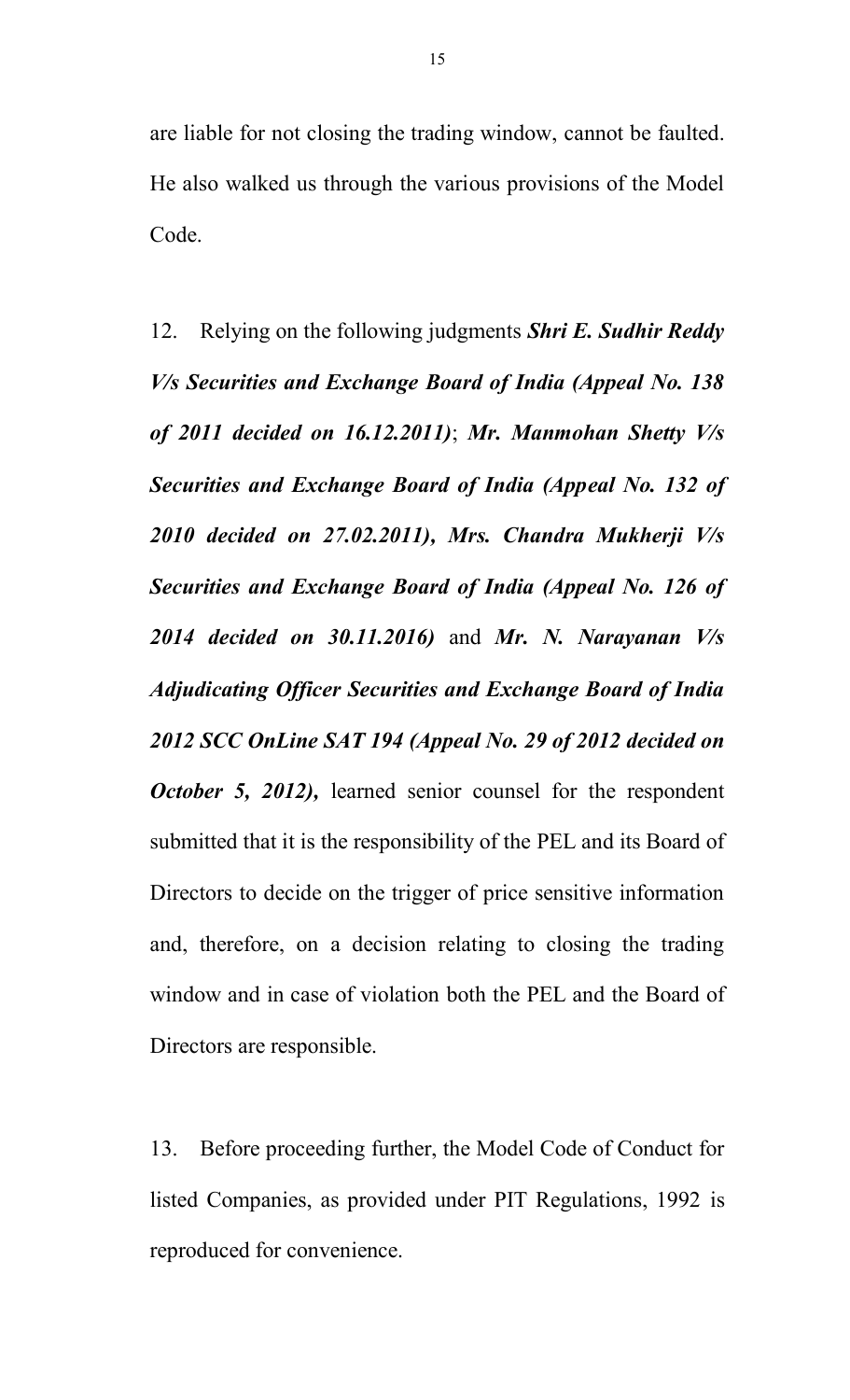are liable for not closing the trading window, cannot be faulted. He also walked us through the various provisions of the Model Code.

12. Relying on the following judgments ***Shri E. Sudhir Reddy V/s Securities and Exchange Board of India (Appeal No. 138 of 2011 decided on 16.12.2011)***; ***Mr. Manmohan Shetty V/s Securities and Exchange Board of India (Appeal No. 132 of 2010 decided on 27.02.2011), Mrs. Chandra Mukherji V/s Securities and Exchange Board of India (Appeal No. 126 of 2014 decided on 30.11.2016)*** and ***Mr. N. Narayanan V/s Adjudicating Officer Securities and Exchange Board of India 2012 SCC OnLine SAT 194 (Appeal No. 29 of 2012 decided on October 5, 2012),*** learned senior counsel for the respondent submitted that it is the responsibility of the PEL and its Board of Directors to decide on the trigger of price sensitive information and, therefore, on a decision relating to closing the trading window and in case of violation both the PEL and the Board of Directors are responsible.

13. Before proceeding further, the Model Code of Conduct for listed Companies, as provided under PIT Regulations, 1992 is reproduced for convenience.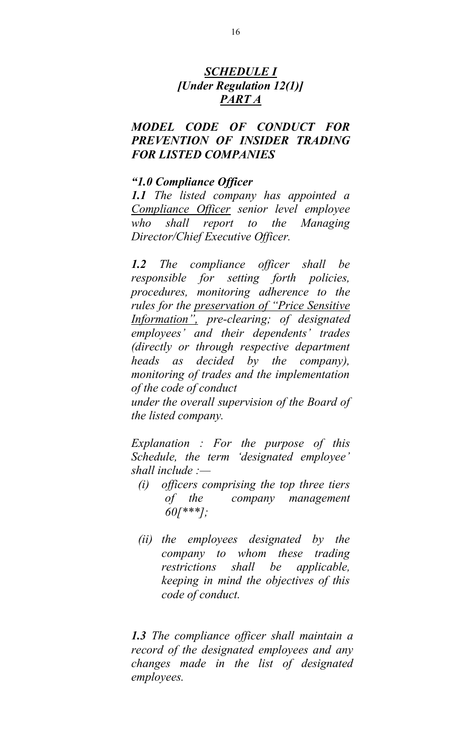## ***SCHEDULE I***
## ***[Under Regulation 12(1)]***
## ***PART A***

### ***MODEL CODE OF CONDUCT FOR PREVENTION OF INSIDER TRADING FOR LISTED COMPANIES***

***"1.0 Compliance Officer***

***1.1*** *The listed company has appointed a Compliance Officer senior level employee who shall report to the Managing Director/Chief Executive Officer.*

***1.2*** *The compliance officer shall be responsible for setting forth policies, procedures, monitoring adherence to the rules for the preservation of "Price Sensitive Information", pre-clearing; of designated employees' and their dependents' trades (directly or through respective department heads as decided by the company), monitoring of trades and the implementation of the code of conduct under the overall supervision of the Board of the listed company.*

*Explanation : For the purpose of this Schedule, the term 'designated employee' shall include :—*

- *(i) officers comprising the top three tiers of the company management 60[***];*
- *(ii) the employees designated by the company to whom these trading restrictions shall be applicable, keeping in mind the objectives of this code of conduct.*

***1.3*** *The compliance officer shall maintain a record of the designated employees and any changes made in the list of designated employees.*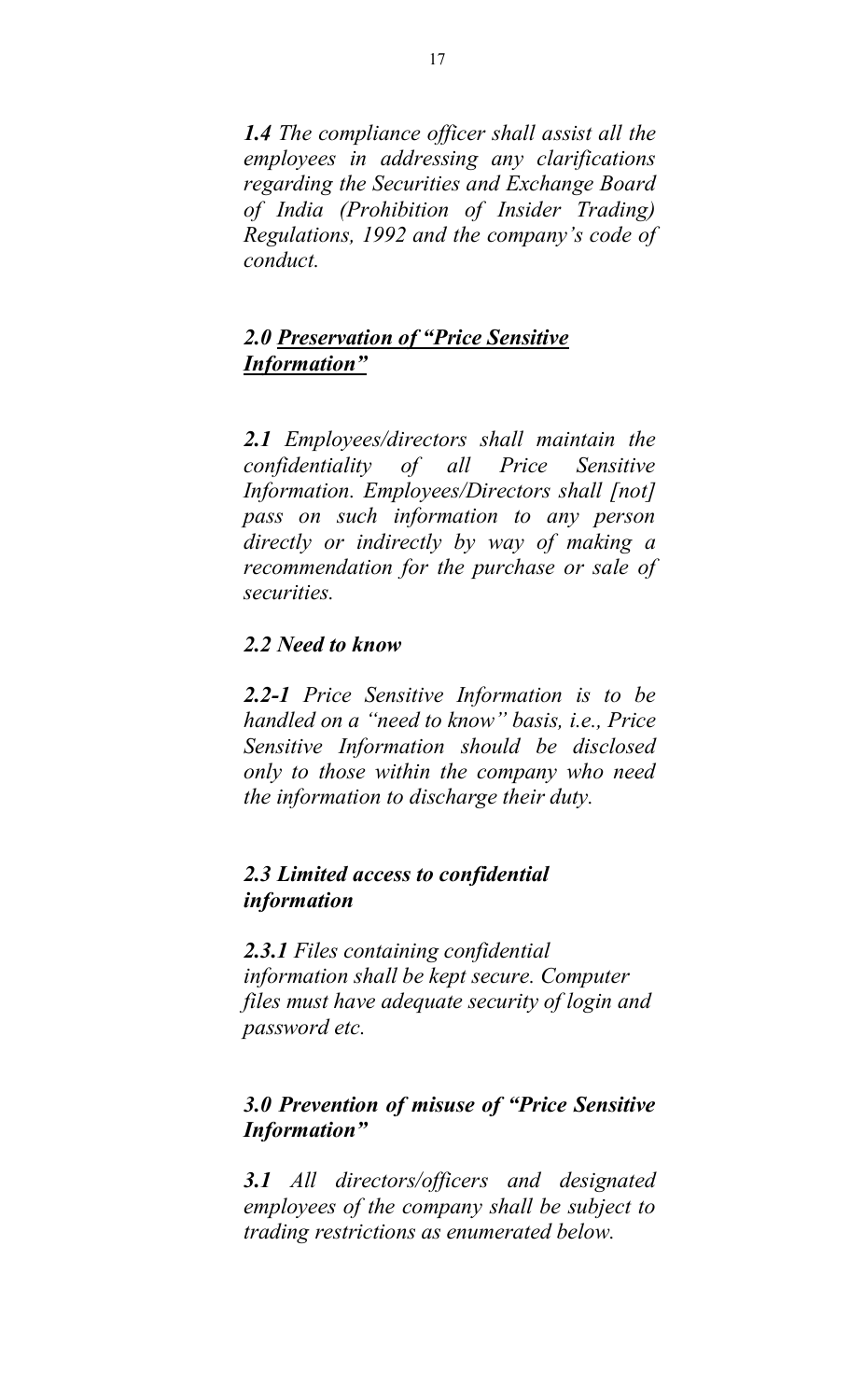***1.4*** *The compliance officer shall assist all the employees in addressing any clarifications regarding the Securities and Exchange Board of India (Prohibition of Insider Trading) Regulations, 1992 and the company's code of conduct.*

### *2.0 <u>Preservation of "Price Sensitive Information"</u>*

***2.1*** *Employees/directors shall maintain the confidentiality of all Price Sensitive Information. Employees/Directors shall [not] pass on such information to any person directly or indirectly by way of making a recommendation for the purchase or sale of securities.*

#### *2.2 Need to know*

***2.2-1*** *Price Sensitive Information is to be handled on a "need to know" basis, i.e., Price Sensitive Information should be disclosed only to those within the company who need the information to discharge their duty.*

#### *2.3 Limited access to confidential information*

***2.3.1*** *Files containing confidential information shall be kept secure. Computer files must have adequate security of login and password etc.*

### *3.0 Prevention of misuse of "Price Sensitive Information"*

***3.1*** *All directors/officers and designated employees of the company shall be subject to trading restrictions as enumerated below.*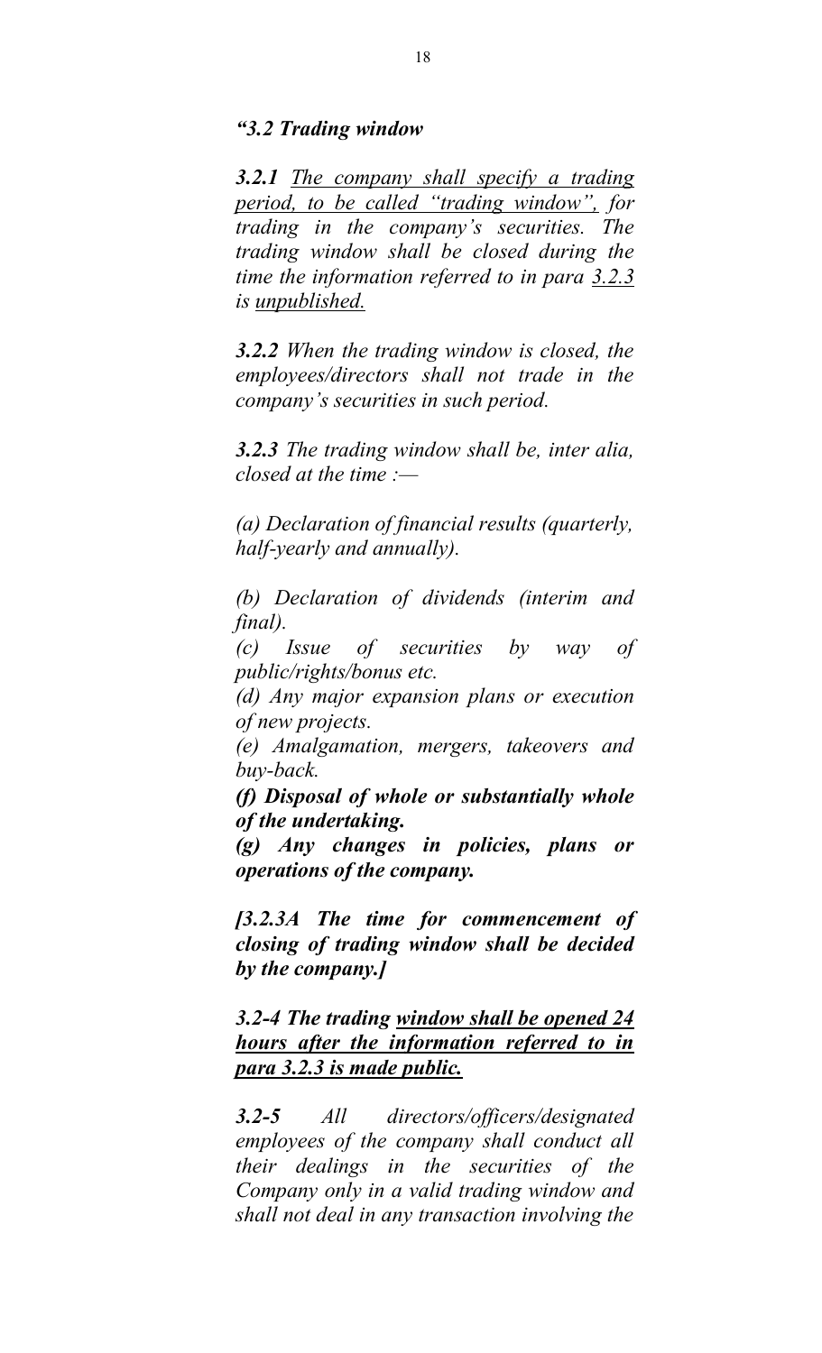*"3.2 Trading window*

***3.2.1*** *<u>The company shall specify a trading period, to be called "trading window",</u> for trading in the company's securities. The trading window shall be closed during the time the information referred to in para <u>3.2.3</u> is <u>unpublished.</u>*

***3.2.2*** *When the trading window is closed, the employees/directors shall not trade in the company's securities in such period.*

***3.2.3*** *The trading window shall be, inter alia, closed at the time :—*

*(a) Declaration of financial results (quarterly, half-yearly and annually).*

*(b) Declaration of dividends (interim and final).*

*(c) Issue of securities by way of public/rights/bonus etc.*

*(d) Any major expansion plans or execution of new projects.*

*(e) Amalgamation, mergers, takeovers and buy-back.*

***(f) Disposal of whole or substantially whole of the undertaking.***

***(g) Any changes in policies, plans or operations of the company.***

***[3.2.3A The time for commencement of closing of trading window shall be decided by the company.]***

***3.2-4 The trading <u>window shall be opened 24 hours after the information referred to in para 3.2.3 is made public.</u>***

***3.2-5*** *All directors/officers/designated employees of the company shall conduct all their dealings in the securities of the Company only in a valid trading window and shall not deal in any transaction involving the*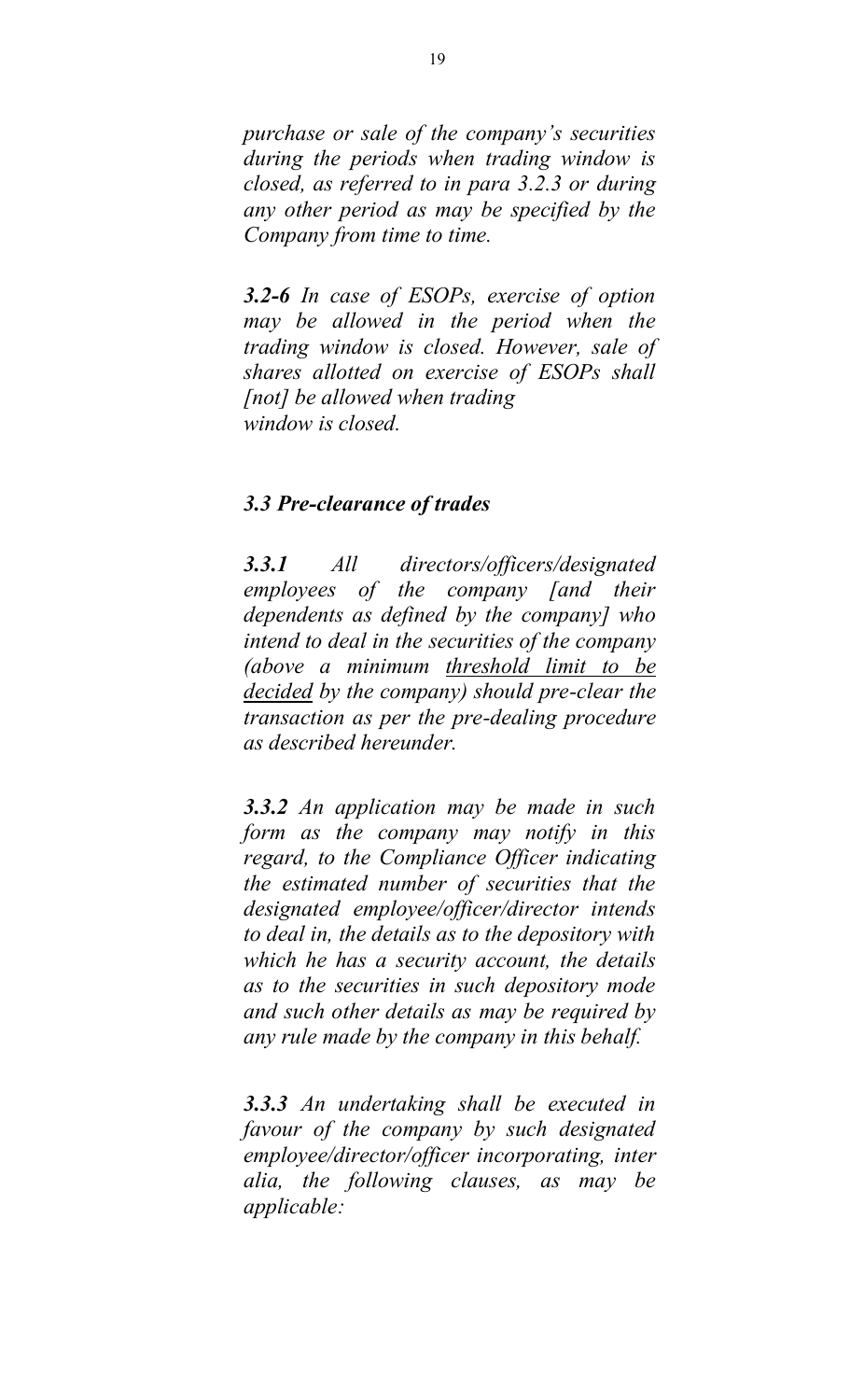*purchase or sale of the company's securities during the periods when trading window is closed, as referred to in para 3.2.3 or during any other period as may be specified by the Company from time to time.*

***3.2-6*** *In case of ESOPs, exercise of option may be allowed in the period when the trading window is closed. However, sale of shares allotted on exercise of ESOPs shall [not] be allowed when trading window is closed.*

### *3.3 Pre-clearance of trades*

***3.3.1*** *All directors/officers/designated employees of the company [and their dependents as defined by the company] who intend to deal in the securities of the company (above a minimum threshold limit to be decided by the company) should pre-clear the transaction as per the pre-dealing procedure as described hereunder.*

***3.3.2*** *An application may be made in such form as the company may notify in this regard, to the Compliance Officer indicating the estimated number of securities that the designated employee/officer/director intends to deal in, the details as to the depository with which he has a security account, the details as to the securities in such depository mode and such other details as may be required by any rule made by the company in this behalf.*

***3.3.3*** *An undertaking shall be executed in favour of the company by such designated employee/director/officer incorporating, inter alia, the following clauses, as may be applicable:*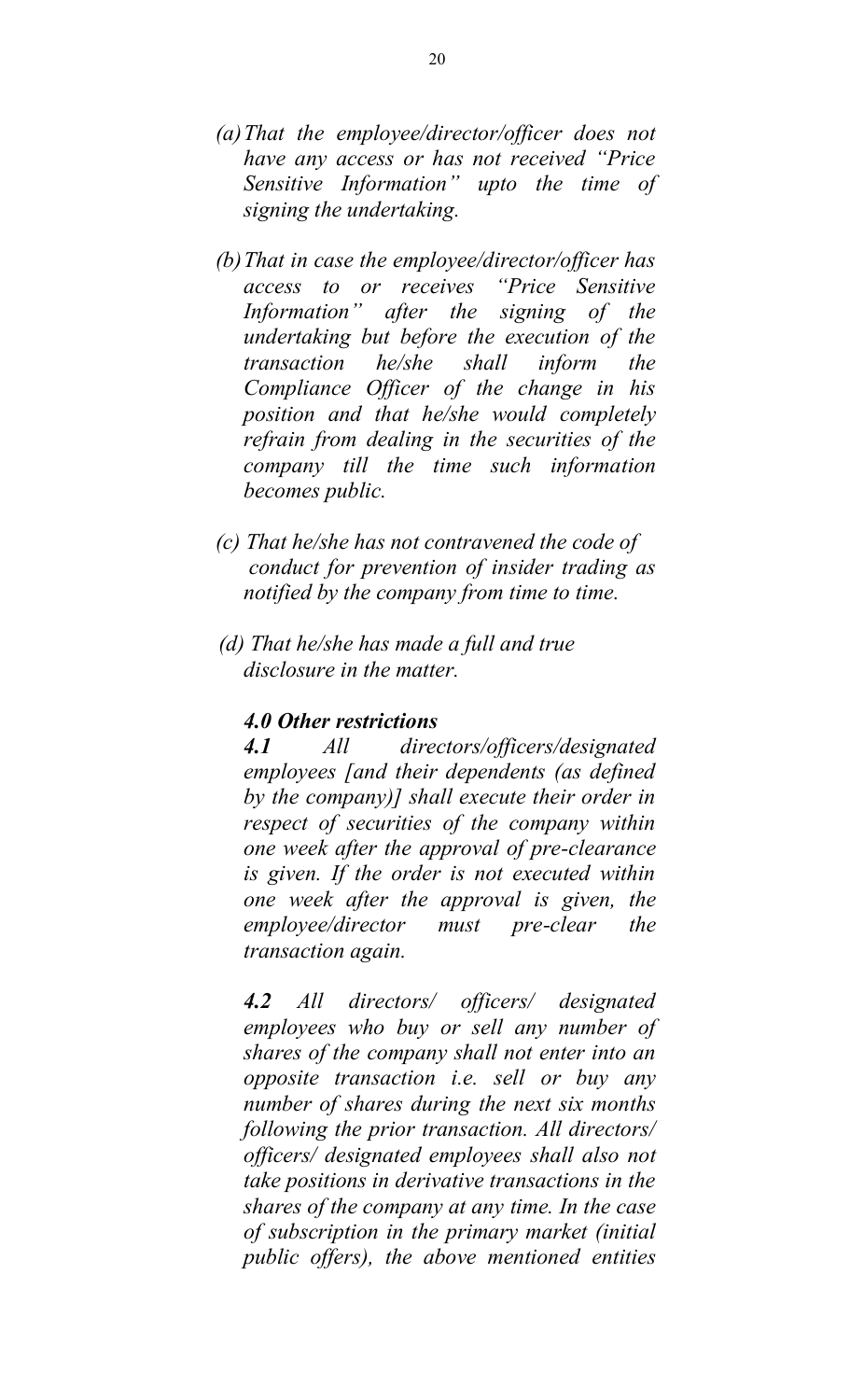*(a) That the employee/director/officer does not have any access or has not received "Price Sensitive Information" upto the time of signing the undertaking.*

*(b) That in case the employee/director/officer has access to or receives "Price Sensitive Information" after the signing of the undertaking but before the execution of the transaction he/she shall inform the Compliance Officer of the change in his position and that he/she would completely refrain from dealing in the securities of the company till the time such information becomes public.*

*(c) That he/she has not contravened the code of conduct for prevention of insider trading as notified by the company from time to time.*

*(d) That he/she has made a full and true disclosure in the matter.*

***4.0 Other restrictions***

***4.1*** *All directors/officers/designated employees [and their dependents (as defined by the company)] shall execute their order in respect of securities of the company within one week after the approval of pre-clearance is given. If the order is not executed within one week after the approval is given, the employee/director must pre-clear the transaction again.*

***4.2*** *All directors/ officers/ designated employees who buy or sell any number of shares of the company shall not enter into an opposite transaction i.e. sell or buy any number of shares during the next six months following the prior transaction. All directors/ officers/ designated employees shall also not take positions in derivative transactions in the shares of the company at any time. In the case of subscription in the primary market (initial public offers), the above mentioned entities*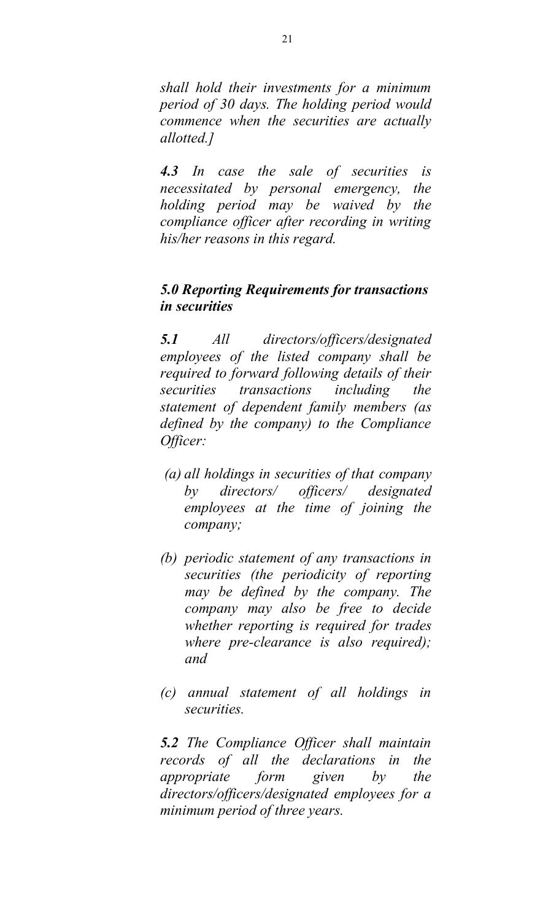*shall hold their investments for a minimum period of 30 days. The holding period would commence when the securities are actually allotted.]*

***4.3*** *In case the sale of securities is necessitated by personal emergency, the holding period may be waived by the compliance officer after recording in writing his/her reasons in this regard.*

### *5.0 Reporting Requirements for transactions in securities*

***5.1*** *All directors/officers/designated employees of the listed company shall be required to forward following details of their securities transactions including the statement of dependent family members (as defined by the company) to the Compliance Officer:*

*(a) all holdings in securities of that company by directors/ officers/ designated employees at the time of joining the company;*

*(b) periodic statement of any transactions in securities (the periodicity of reporting may be defined by the company. The company may also be free to decide whether reporting is required for trades where pre-clearance is also required); and*

*(c) annual statement of all holdings in securities.*

***5.2*** *The Compliance Officer shall maintain records of all the declarations in the appropriate form given by the directors/officers/designated employees for a minimum period of three years.*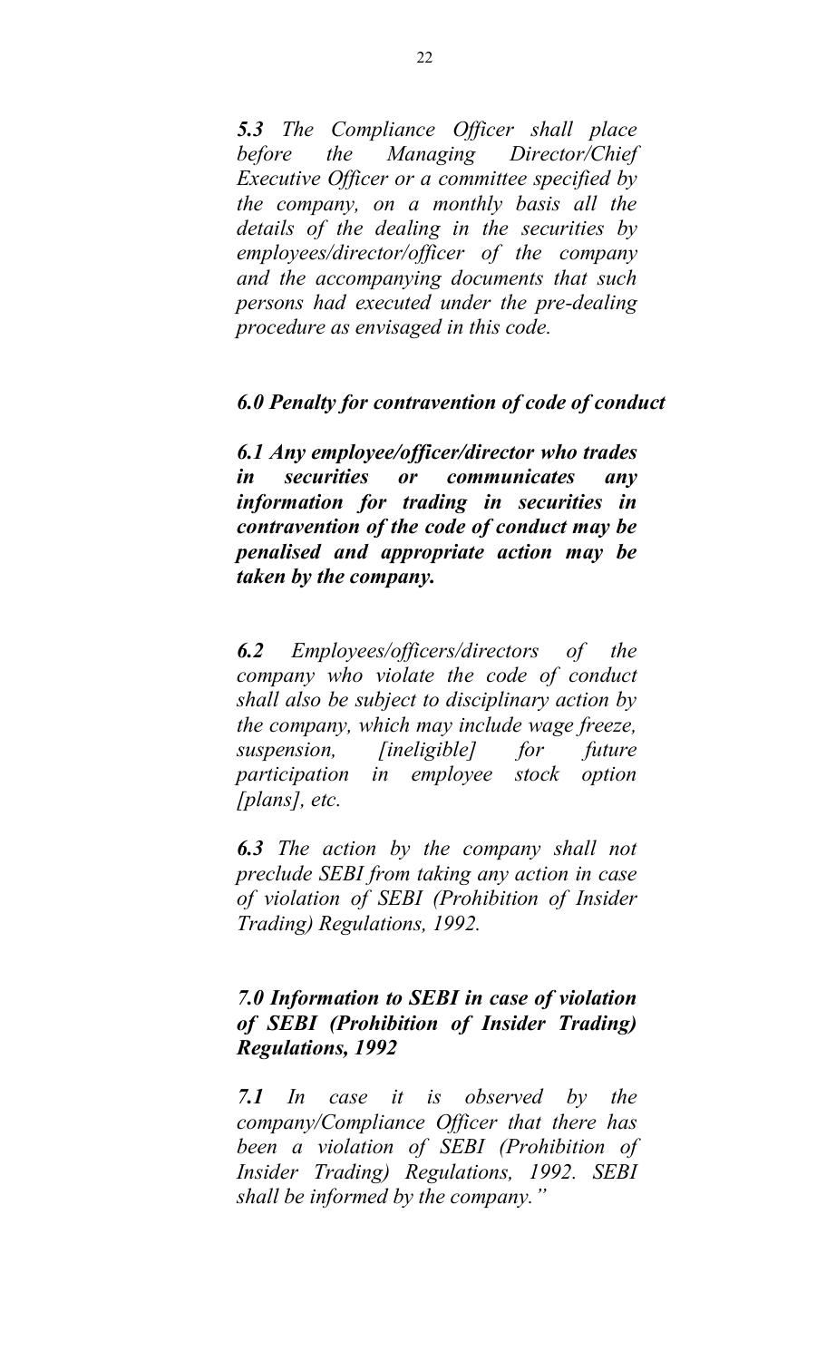***5.3*** *The Compliance Officer shall place before the Managing Director/Chief Executive Officer or a committee specified by the company, on a monthly basis all the details of the dealing in the securities by employees/director/officer of the company and the accompanying documents that such persons had executed under the pre-dealing procedure as envisaged in this code.*

***6.0 Penalty for contravention of code of conduct***

***6.1 Any employee/officer/director who trades in securities or communicates any information for trading in securities in contravention of the code of conduct may be penalised and appropriate action may be taken by the company.***

***6.2*** *Employees/officers/directors of the company who violate the code of conduct shall also be subject to disciplinary action by the company, which may include wage freeze, suspension, [ineligible] for future participation in employee stock option [plans], etc.*

***6.3*** *The action by the company shall not preclude SEBI from taking any action in case of violation of SEBI (Prohibition of Insider Trading) Regulations, 1992.*

***7.0 Information to SEBI in case of violation of SEBI (Prohibition of Insider Trading) Regulations, 1992***

***7.1*** *In case it is observed by the company/Compliance Officer that there has been a violation of SEBI (Prohibition of Insider Trading) Regulations, 1992. SEBI shall be informed by the company."*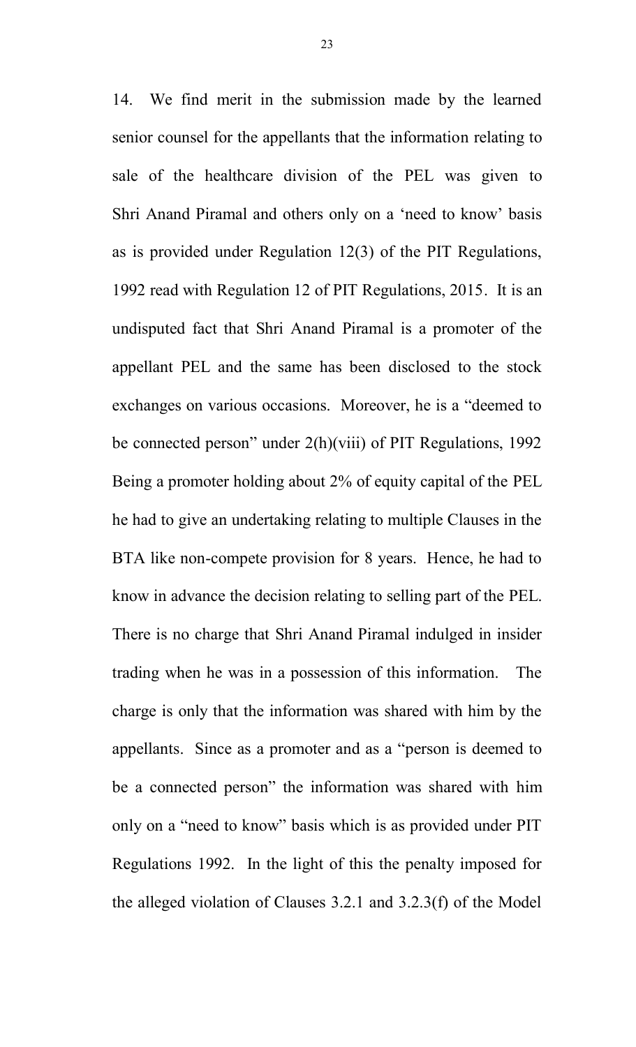14. We find merit in the submission made by the learned senior counsel for the appellants that the information relating to sale of the healthcare division of the PEL was given to Shri Anand Piramal and others only on a 'need to know' basis as is provided under Regulation 12(3) of the PIT Regulations, 1992 read with Regulation 12 of PIT Regulations, 2015. It is an undisputed fact that Shri Anand Piramal is a promoter of the appellant PEL and the same has been disclosed to the stock exchanges on various occasions. Moreover, he is a "deemed to be connected person" under 2(h)(viii) of PIT Regulations, 1992 Being a promoter holding about 2% of equity capital of the PEL he had to give an undertaking relating to multiple Clauses in the BTA like non-compete provision for 8 years. Hence, he had to know in advance the decision relating to selling part of the PEL. There is no charge that Shri Anand Piramal indulged in insider trading when he was in a possession of this information. The charge is only that the information was shared with him by the appellants. Since as a promoter and as a "person is deemed to be a connected person" the information was shared with him only on a "need to know" basis which is as provided under PIT Regulations 1992. In the light of this the penalty imposed for the alleged violation of Clauses 3.2.1 and 3.2.3(f) of the Model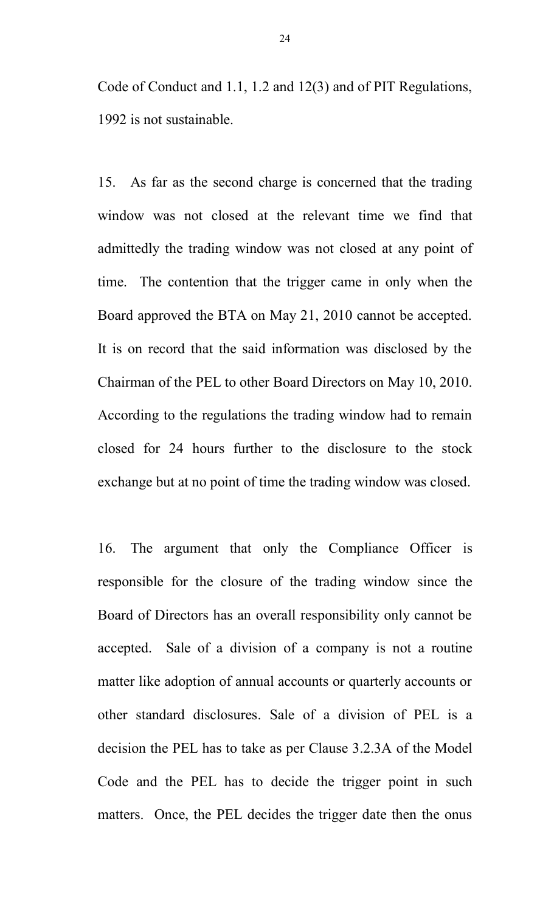Code of Conduct and 1.1, 1.2 and 12(3) and of PIT Regulations, 1992 is not sustainable.

15. As far as the second charge is concerned that the trading window was not closed at the relevant time we find that admittedly the trading window was not closed at any point of time. The contention that the trigger came in only when the Board approved the BTA on May 21, 2010 cannot be accepted. It is on record that the said information was disclosed by the Chairman of the PEL to other Board Directors on May 10, 2010. According to the regulations the trading window had to remain closed for 24 hours further to the disclosure to the stock exchange but at no point of time the trading window was closed.

16. The argument that only the Compliance Officer is responsible for the closure of the trading window since the Board of Directors has an overall responsibility only cannot be accepted. Sale of a division of a company is not a routine matter like adoption of annual accounts or quarterly accounts or other standard disclosures. Sale of a division of PEL is a decision the PEL has to take as per Clause 3.2.3A of the Model Code and the PEL has to decide the trigger point in such matters. Once, the PEL decides the trigger date then the onus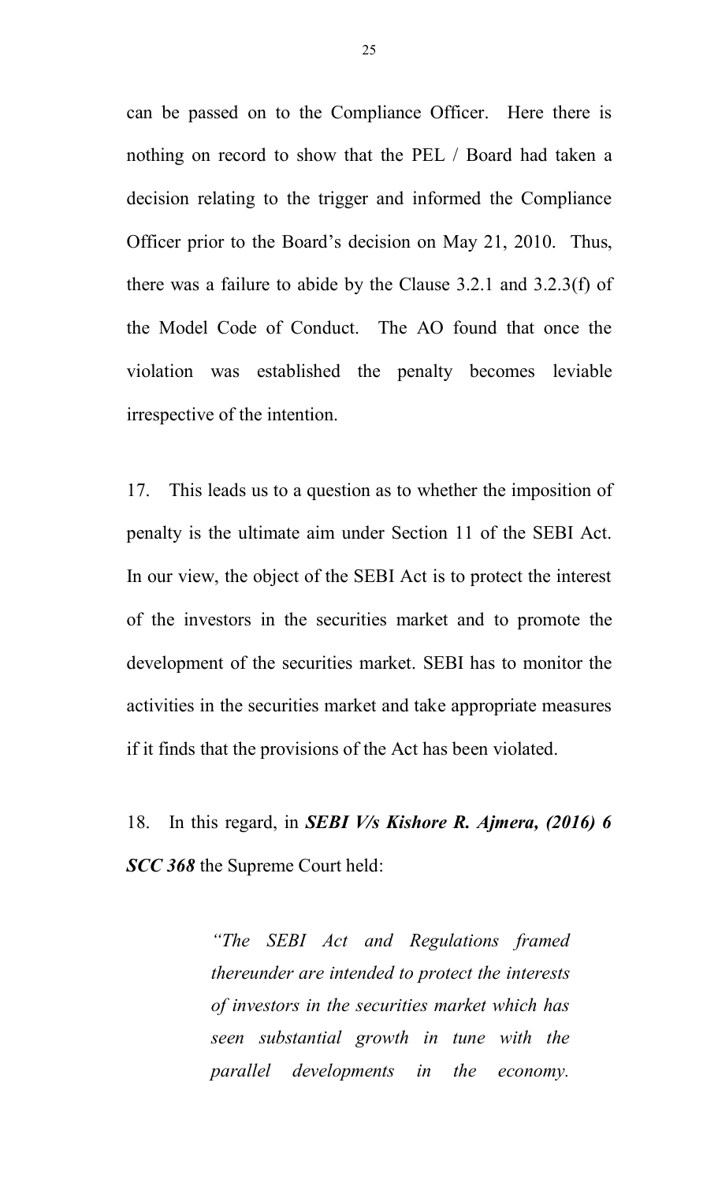can be passed on to the Compliance Officer. Here there is nothing on record to show that the PEL / Board had taken a decision relating to the trigger and informed the Compliance Officer prior to the Board's decision on May 21, 2010. Thus, there was a failure to abide by the Clause 3.2.1 and 3.2.3(f) of the Model Code of Conduct. The AO found that once the violation was established the penalty becomes leviable irrespective of the intention.

17. This leads us to a question as to whether the imposition of penalty is the ultimate aim under Section 11 of the SEBI Act. In our view, the object of the SEBI Act is to protect the interest of the investors in the securities market and to promote the development of the securities market. SEBI has to monitor the activities in the securities market and take appropriate measures if it finds that the provisions of the Act has been violated.

18. In this regard, in ***SEBI V/s Kishore R. Ajmera, (2016) 6 SCC 368*** the Supreme Court held:

> *"The SEBI Act and Regulations framed thereunder are intended to protect the interests of investors in the securities market which has seen substantial growth in tune with the parallel developments in the economy.*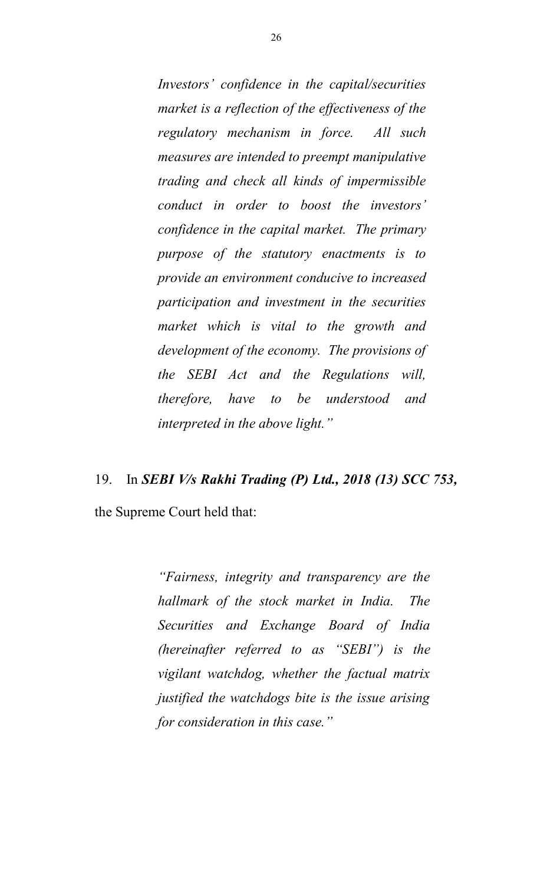> *Investors' confidence in the capital/securities market is a reflection of the effectiveness of the regulatory mechanism in force. All such measures are intended to preempt manipulative trading and check all kinds of impermissible conduct in order to boost the investors' confidence in the capital market. The primary purpose of the statutory enactments is to provide an environment conducive to increased participation and investment in the securities market which is vital to the growth and development of the economy. The provisions of the SEBI Act and the Regulations will, therefore, have to be understood and interpreted in the above light."*

19. In ***SEBI V/s Rakhi Trading (P) Ltd., 2018 (13) SCC 753,*** the Supreme Court held that:

> *"Fairness, integrity and transparency are the hallmark of the stock market in India. The Securities and Exchange Board of India (hereinafter referred to as "SEBI") is the vigilant watchdog, whether the factual matrix justified the watchdogs bite is the issue arising for consideration in this case."*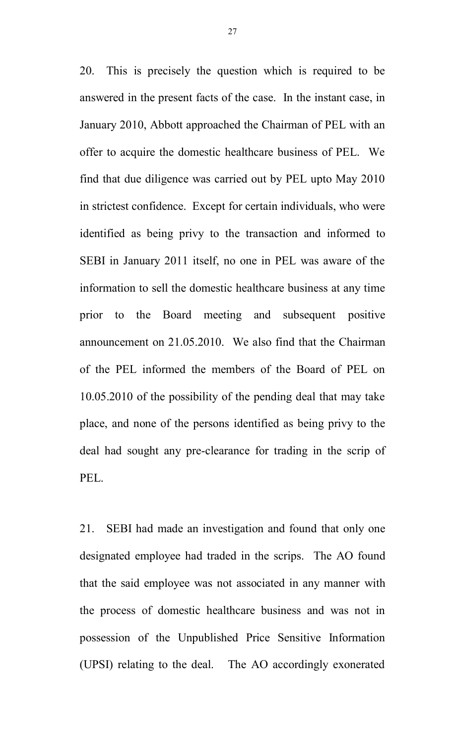20. This is precisely the question which is required to be answered in the present facts of the case. In the instant case, in January 2010, Abbott approached the Chairman of PEL with an offer to acquire the domestic healthcare business of PEL. We find that due diligence was carried out by PEL upto May 2010 in strictest confidence. Except for certain individuals, who were identified as being privy to the transaction and informed to SEBI in January 2011 itself, no one in PEL was aware of the information to sell the domestic healthcare business at any time prior to the Board meeting and subsequent positive announcement on 21.05.2010. We also find that the Chairman of the PEL informed the members of the Board of PEL on 10.05.2010 of the possibility of the pending deal that may take place, and none of the persons identified as being privy to the deal had sought any pre-clearance for trading in the scrip of PEL.

21. SEBI had made an investigation and found that only one designated employee had traded in the scrips. The AO found that the said employee was not associated in any manner with the process of domestic healthcare business and was not in possession of the Unpublished Price Sensitive Information (UPSI) relating to the deal. The AO accordingly exonerated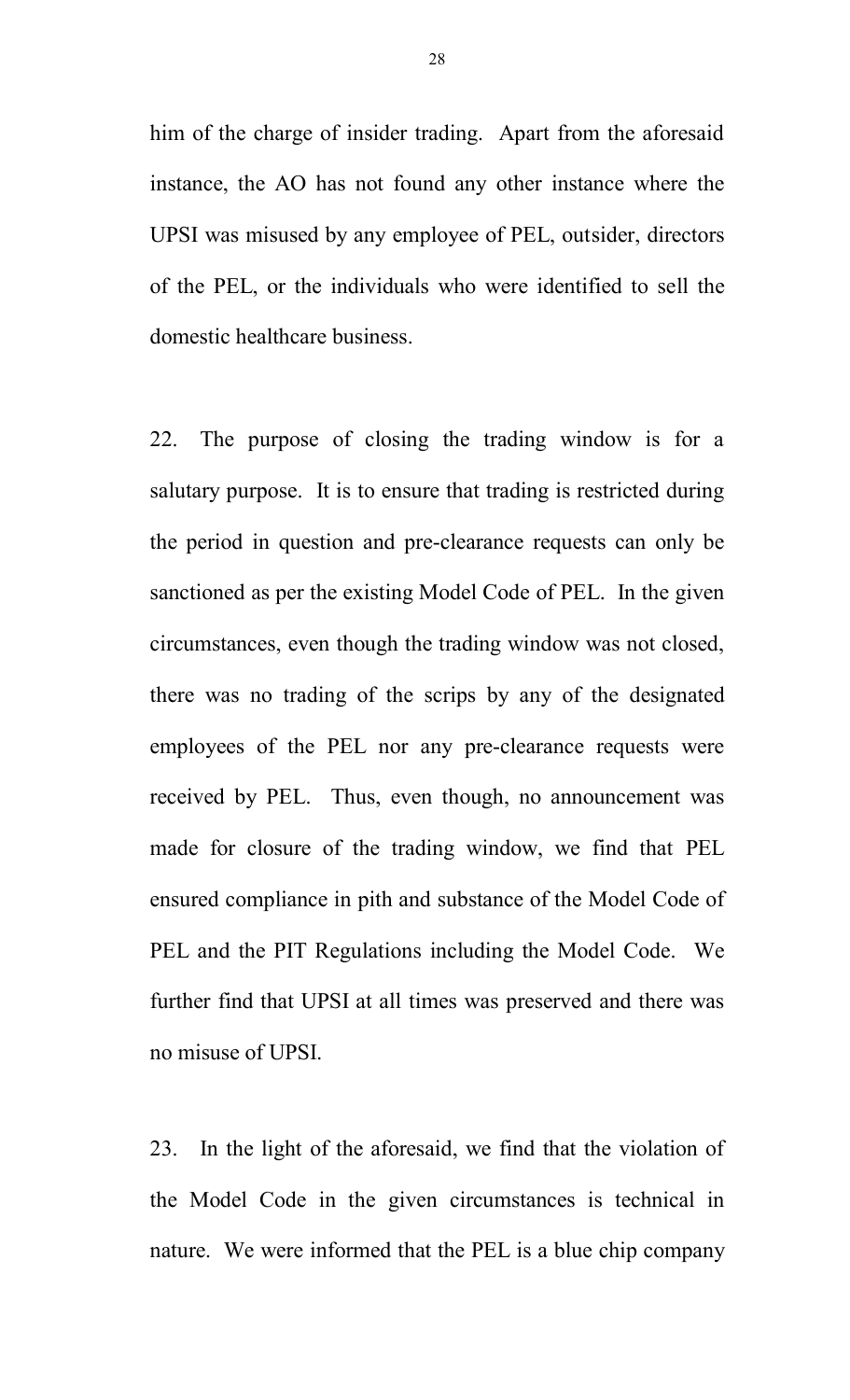him of the charge of insider trading. Apart from the aforesaid instance, the AO has not found any other instance where the UPSI was misused by any employee of PEL, outsider, directors of the PEL, or the individuals who were identified to sell the domestic healthcare business.

22. The purpose of closing the trading window is for a salutary purpose. It is to ensure that trading is restricted during the period in question and pre-clearance requests can only be sanctioned as per the existing Model Code of PEL. In the given circumstances, even though the trading window was not closed, there was no trading of the scrips by any of the designated employees of the PEL nor any pre-clearance requests were received by PEL. Thus, even though, no announcement was made for closure of the trading window, we find that PEL ensured compliance in pith and substance of the Model Code of PEL and the PIT Regulations including the Model Code. We further find that UPSI at all times was preserved and there was no misuse of UPSI.

23. In the light of the aforesaid, we find that the violation of the Model Code in the given circumstances is technical in nature. We were informed that the PEL is a blue chip company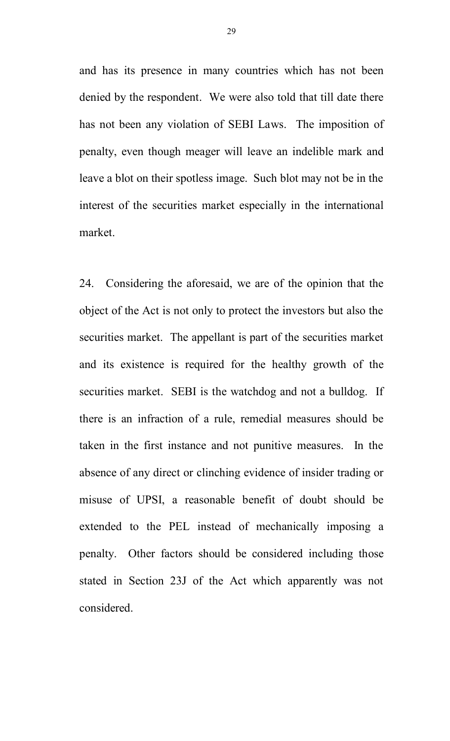and has its presence in many countries which has not been denied by the respondent. We were also told that till date there has not been any violation of SEBI Laws. The imposition of penalty, even though meager will leave an indelible mark and leave a blot on their spotless image. Such blot may not be in the interest of the securities market especially in the international market.

24. Considering the aforesaid, we are of the opinion that the object of the Act is not only to protect the investors but also the securities market. The appellant is part of the securities market and its existence is required for the healthy growth of the securities market. SEBI is the watchdog and not a bulldog. If there is an infraction of a rule, remedial measures should be taken in the first instance and not punitive measures. In the absence of any direct or clinching evidence of insider trading or misuse of UPSI, a reasonable benefit of doubt should be extended to the PEL instead of mechanically imposing a penalty. Other factors should be considered including those stated in Section 23J of the Act which apparently was not considered.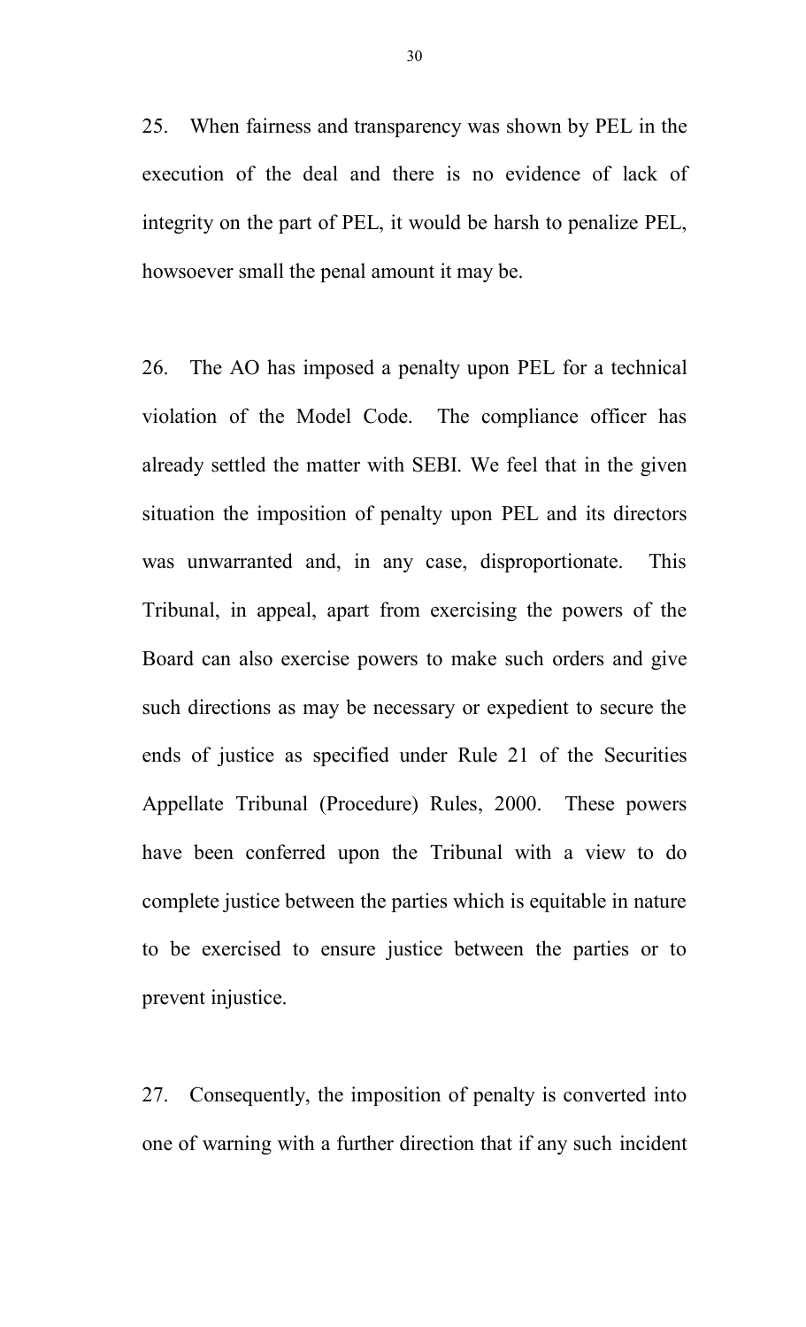25. When fairness and transparency was shown by PEL in the execution of the deal and there is no evidence of lack of integrity on the part of PEL, it would be harsh to penalize PEL, howsoever small the penal amount it may be.

26. The AO has imposed a penalty upon PEL for a technical violation of the Model Code. The compliance officer has already settled the matter with SEBI. We feel that in the given situation the imposition of penalty upon PEL and its directors was unwarranted and, in any case, disproportionate. This Tribunal, in appeal, apart from exercising the powers of the Board can also exercise powers to make such orders and give such directions as may be necessary or expedient to secure the ends of justice as specified under Rule 21 of the Securities Appellate Tribunal (Procedure) Rules, 2000. These powers have been conferred upon the Tribunal with a view to do complete justice between the parties which is equitable in nature to be exercised to ensure justice between the parties or to prevent injustice.

27. Consequently, the imposition of penalty is converted into one of warning with a further direction that if any such incident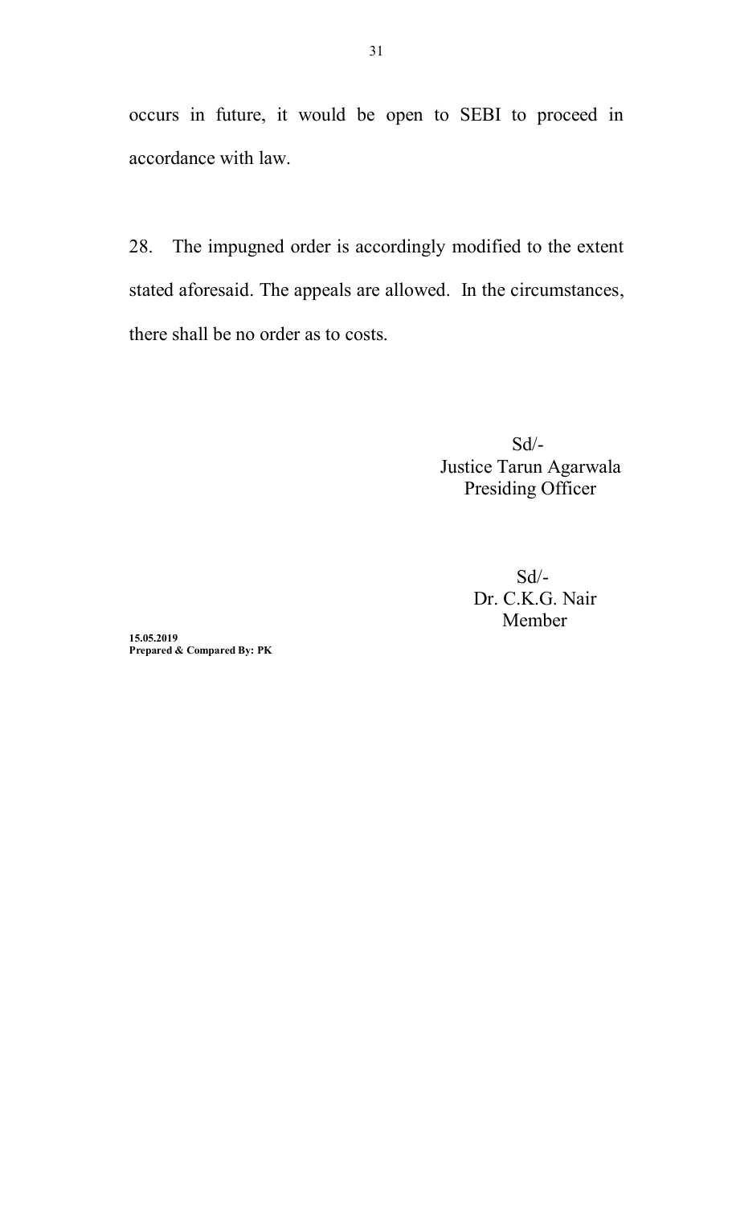occurs in future, it would be open to SEBI to proceed in accordance with law.

28. The impugned order is accordingly modified to the extent stated aforesaid. The appeals are allowed. In the circumstances, there shall be no order as to costs.

Sd/-
Justice Tarun Agarwala
Presiding Officer

Sd/-
Dr. C.K.G. Nair
Member

**15.05.2019**
**Prepared & Compared By: PK**